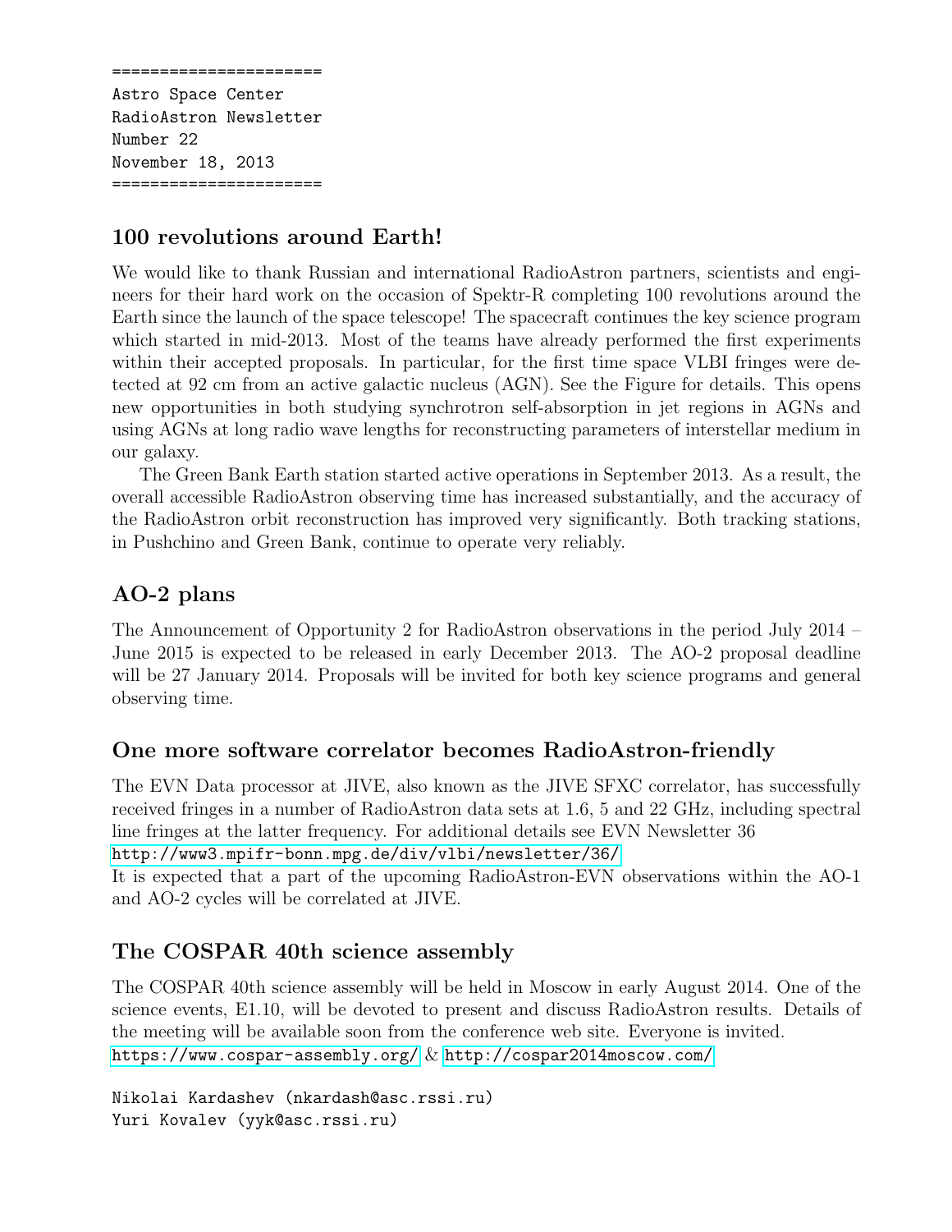```
======================
Astro Space Center
RadioAstron Newsletter
Number 22
November 18, 2013
======================
```

## 100 revolutions around Earth!

We would like to thank Russian and international RadioAstron partners, scientists and engineers for their hard work on the occasion of Spektr-R completing 100 revolutions around the Earth since the launch of the space telescope! The spacecraft continues the key science program which started in mid-2013. Most of the teams have already performed the first experiments within their accepted proposals. In particular, for the first time space VLBI fringes were detected at 92 cm from an active galactic nucleus (AGN). See the Figure for details. This opens new opportunities in both studying synchrotron self-absorption in jet regions in AGNs and using AGNs at long radio wave lengths for reconstructing parameters of interstellar medium in our galaxy.

The Green Bank Earth station started active operations in September 2013. As a result, the overall accessible RadioAstron observing time has increased substantially, and the accuracy of the RadioAstron orbit reconstruction has improved very significantly. Both tracking stations, in Pushchino and Green Bank, continue to operate very reliably.

## AO-2 plans

The Announcement of Opportunity 2 for RadioAstron observations in the period July 2014 – June 2015 is expected to be released in early December 2013. The AO-2 proposal deadline will be 27 January 2014. Proposals will be invited for both key science programs and general observing time.

## One more software correlator becomes RadioAstron-friendly

The EVN Data processor at JIVE, also known as the JIVE SFXC correlator, has successfully received fringes in a number of RadioAstron data sets at 1.6, 5 and 22 GHz, including spectral line fringes at the latter frequency. For additional details see EVN Newsletter 36
http://www3.mpifr-bonn.mpg.de/div/vlbi/newsletter/36/
It is expected that a part of the upcoming RadioAstron-EVN observations within the AO-1 and AO-2 cycles will be correlated at JIVE.

## The COSPAR 40th science assembly

The COSPAR 40th science assembly will be held in Moscow in early August 2014. One of the science events, E1.10, will be devoted to present and discuss RadioAstron results. Details of the meeting will be available soon from the conference web site. Everyone is invited.
https://www.cospar-assembly.org/ & http://cospar2014moscow.com/

Nikolai Kardashev (nkardash@asc.rssi.ru)
Yuri Kovalev (yyk@asc.rssi.ru)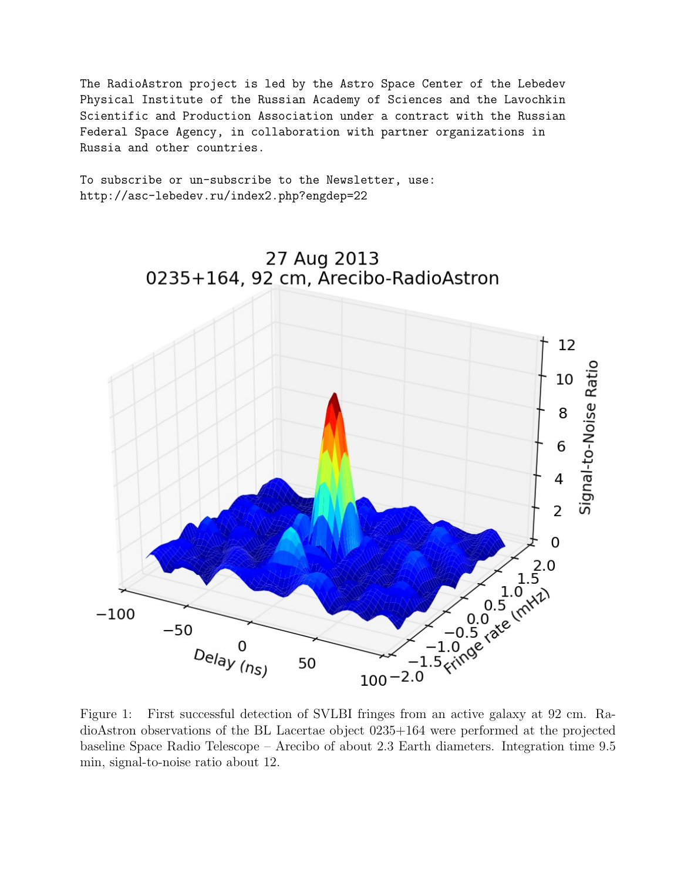The RadioAstron project is led by the Astro Space Center of the Lebedev Physical Institute of the Russian Academy of Sciences and the Lavochkin Scientific and Production Association under a contract with the Russian Federal Space Agency, in collaboration with partner organizations in Russia and other countries.

To subscribe or un-subscribe to the Newsletter, use:
http://asc-lebedev.ru/index2.php?engdep=22

27 Aug 2013
0235+164, 92 cm, Arecibo-RadioAstron

Signal-to-Noise Ratio
0
2
4
6
8
10
12

Delay (ns)
−100
−50
0
50
100

Fringe rate (mHz)
−2.0
−1.5
−1.0
−0.5
0.0
0.5
1.0
1.5
2.0

Figure 1: First successful detection of SVLBI fringes from an active galaxy at 92 cm. RadioAstron observations of the BL Lacertae object 0235+164 were performed at the projected baseline Space Radio Telescope – Arecibo of about 2.3 Earth diameters. Integration time 9.5 min, signal-to-noise ratio about 12.